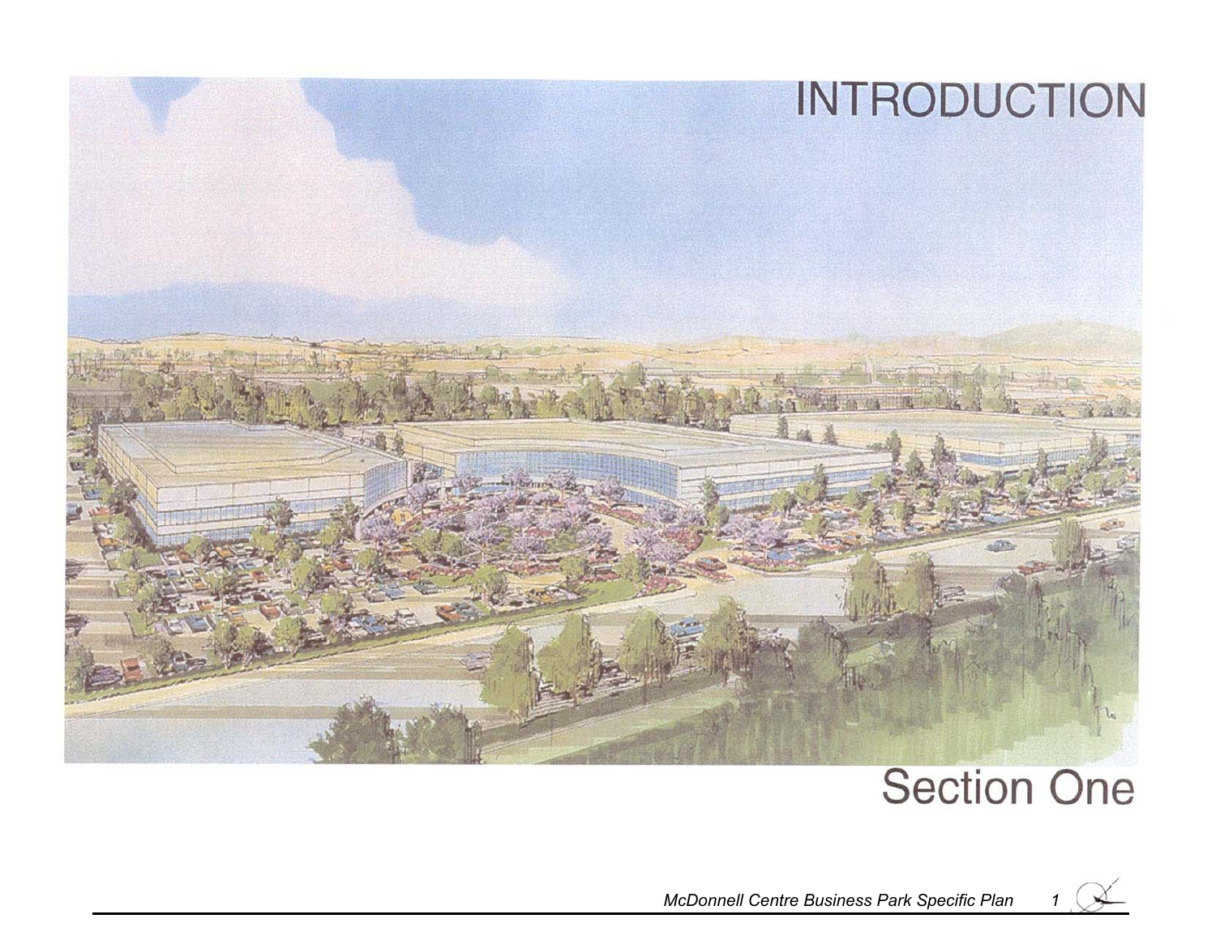# INTRODUCTION

## Section One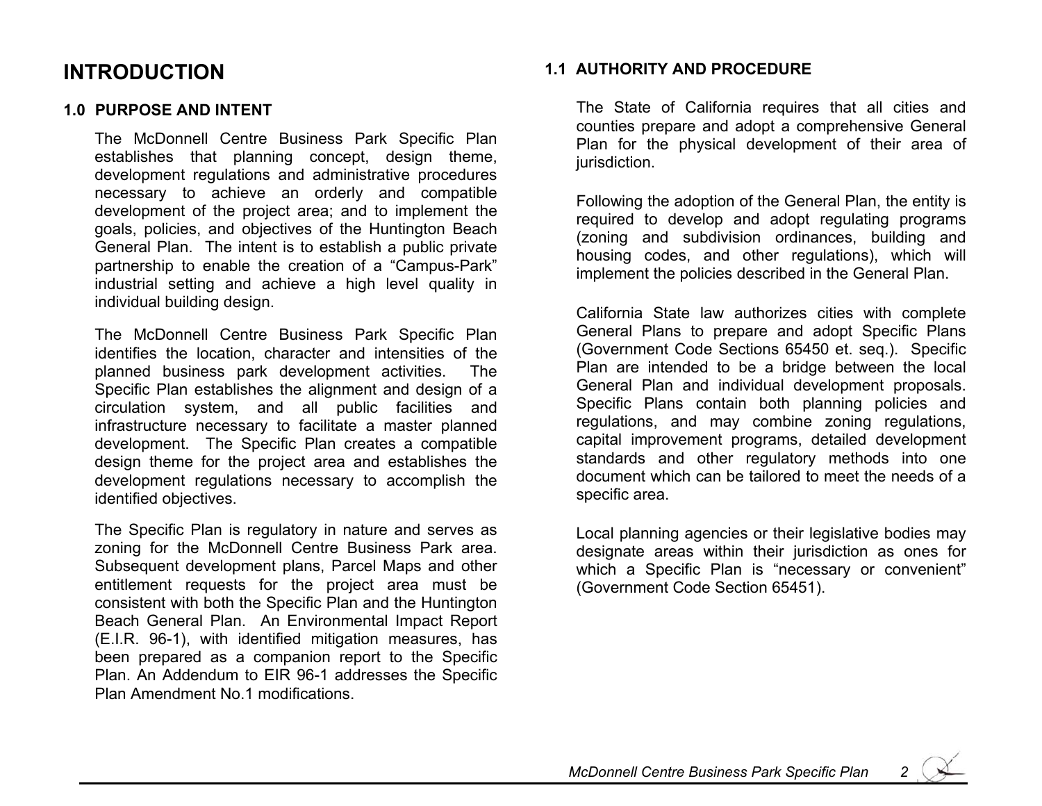# INTRODUCTION

## 1.0 PURPOSE AND INTENT

The McDonnell Centre Business Park Specific Plan establishes that planning concept, design theme, development regulations and administrative procedures necessary to achieve an orderly and compatible development of the project area; and to implement the goals, policies, and objectives of the Huntington Beach General Plan. The intent is to establish a public private partnership to enable the creation of a "Campus-Park" industrial setting and achieve a high level quality in individual building design.

The McDonnell Centre Business Park Specific Plan identifies the location, character and intensities of the planned business park development activities. The Specific Plan establishes the alignment and design of a circulation system, and all public facilities and infrastructure necessary to facilitate a master planned development. The Specific Plan creates a compatible design theme for the project area and establishes the development regulations necessary to accomplish the identified objectives.

The Specific Plan is regulatory in nature and serves as zoning for the McDonnell Centre Business Park area. Subsequent development plans, Parcel Maps and other entitlement requests for the project area must be consistent with both the Specific Plan and the Huntington Beach General Plan. An Environmental Impact Report (E.I.R. 96-1), with identified mitigation measures, has been prepared as a companion report to the Specific Plan. An Addendum to EIR 96-1 addresses the Specific Plan Amendment No.1 modifications.

## 1.1 AUTHORITY AND PROCEDURE

The State of California requires that all cities and counties prepare and adopt a comprehensive General Plan for the physical development of their area of jurisdiction.

Following the adoption of the General Plan, the entity is required to develop and adopt regulating programs (zoning and subdivision ordinances, building and housing codes, and other regulations), which will implement the policies described in the General Plan.

California State law authorizes cities with complete General Plans to prepare and adopt Specific Plans (Government Code Sections 65450 et. seq.). Specific Plan are intended to be a bridge between the local General Plan and individual development proposals. Specific Plans contain both planning policies and regulations, and may combine zoning regulations, capital improvement programs, detailed development standards and other regulatory methods into one document which can be tailored to meet the needs of a specific area.

Local planning agencies or their legislative bodies may designate areas within their jurisdiction as ones for which a Specific Plan is "necessary or convenient" (Government Code Section 65451).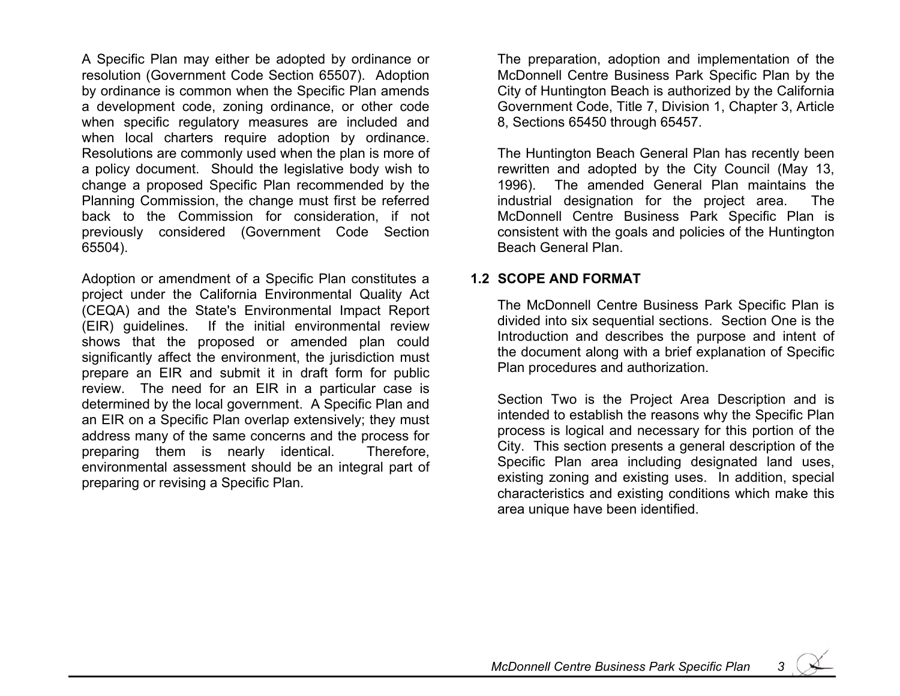A Specific Plan may either be adopted by ordinance or resolution (Government Code Section 65507). Adoption by ordinance is common when the Specific Plan amends a development code, zoning ordinance, or other code when specific regulatory measures are included and when local charters require adoption by ordinance. Resolutions are commonly used when the plan is more of a policy document. Should the legislative body wish to change a proposed Specific Plan recommended by the Planning Commission, the change must first be referred back to the Commission for consideration, if not previously considered (Government Code Section 65504).

Adoption or amendment of a Specific Plan constitutes a project under the California Environmental Quality Act (CEQA) and the State's Environmental Impact Report (EIR) guidelines. If the initial environmental review shows that the proposed or amended plan could significantly affect the environment, the jurisdiction must prepare an EIR and submit it in draft form for public review. The need for an EIR in a particular case is determined by the local government. A Specific Plan and an EIR on a Specific Plan overlap extensively; they must address many of the same concerns and the process for preparing them is nearly identical. Therefore, environmental assessment should be an integral part of preparing or revising a Specific Plan.

The preparation, adoption and implementation of the McDonnell Centre Business Park Specific Plan by the City of Huntington Beach is authorized by the California Government Code, Title 7, Division 1, Chapter 3, Article 8, Sections 65450 through 65457.

The Huntington Beach General Plan has recently been rewritten and adopted by the City Council (May 13, 1996). The amended General Plan maintains the industrial designation for the project area. The McDonnell Centre Business Park Specific Plan is consistent with the goals and policies of the Huntington Beach General Plan.

## 1.2 SCOPE AND FORMAT

The McDonnell Centre Business Park Specific Plan is divided into six sequential sections. Section One is the Introduction and describes the purpose and intent of the document along with a brief explanation of Specific Plan procedures and authorization.

Section Two is the Project Area Description and is intended to establish the reasons why the Specific Plan process is logical and necessary for this portion of the City. This section presents a general description of the Specific Plan area including designated land uses, existing zoning and existing uses. In addition, special characteristics and existing conditions which make this area unique have been identified.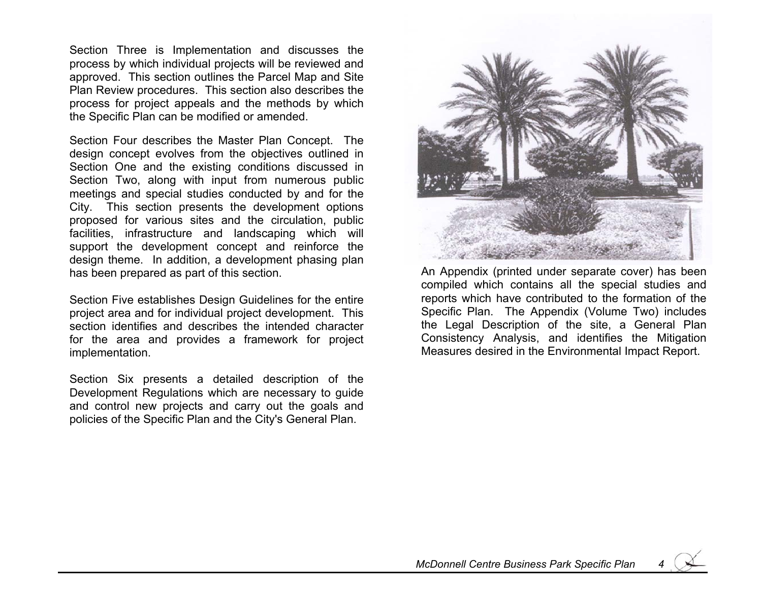Section Three is Implementation and discusses the process by which individual projects will be reviewed and approved. This section outlines the Parcel Map and Site Plan Review procedures. This section also describes the process for project appeals and the methods by which the Specific Plan can be modified or amended.

Section Four describes the Master Plan Concept. The design concept evolves from the objectives outlined in Section One and the existing conditions discussed in Section Two, along with input from numerous public meetings and special studies conducted by and for the City. This section presents the development options proposed for various sites and the circulation, public facilities, infrastructure and landscaping which will support the development concept and reinforce the design theme. In addition, a development phasing plan has been prepared as part of this section.

Section Five establishes Design Guidelines for the entire project area and for individual project development. This section identifies and describes the intended character for the area and provides a framework for project implementation.

Section Six presents a detailed description of the Development Regulations which are necessary to guide and control new projects and carry out the goals and policies of the Specific Plan and the City's General Plan.

An Appendix (printed under separate cover) has been compiled which contains all the special studies and reports which have contributed to the formation of the Specific Plan. The Appendix (Volume Two) includes the Legal Description of the site, a General Plan Consistency Analysis, and identifies the Mitigation Measures desired in the Environmental Impact Report.